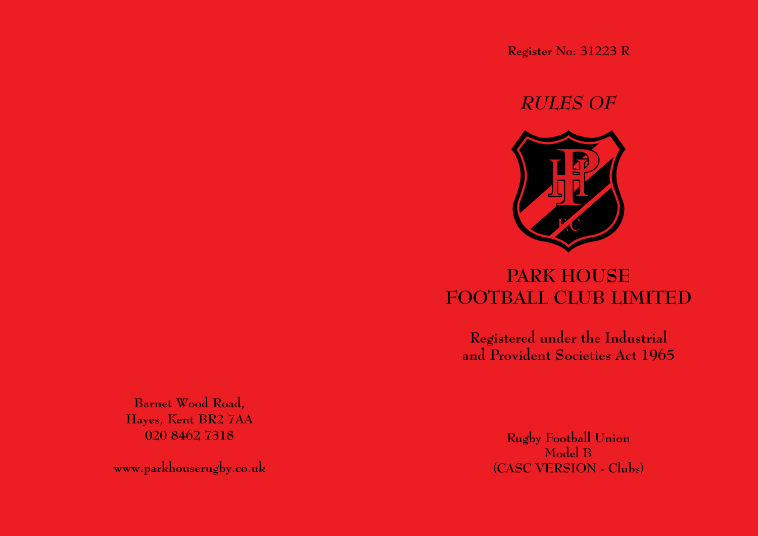Barnet Wood Road,
Hayes, Kent BR2 7AA
020 8462 7318

www.parkhouserugby.co.uk

Register No: 31223 R

*RULES OF*

# PARK HOUSE FOOTBALL CLUB LIMITED

**Registered under the Industrial and Provident Societies Act 1965**

**Rugby Football Union**
**Model B**
**(CASC VERSION - Clubs)**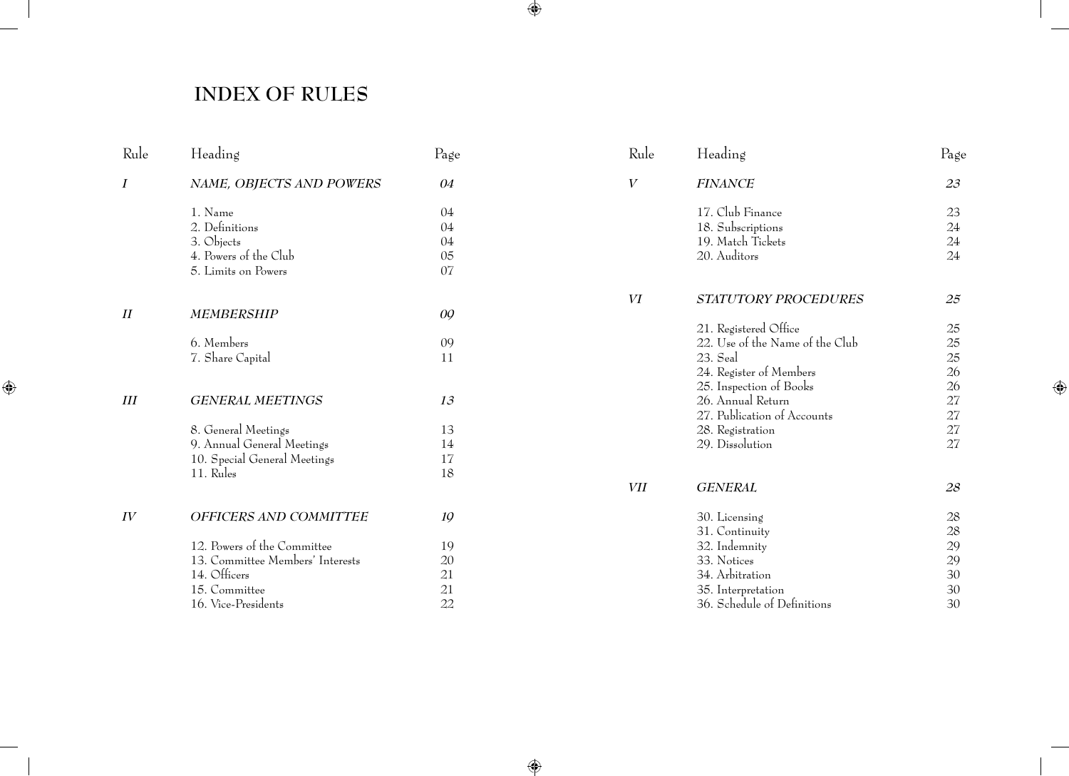# INDEX OF RULES

| Rule | Heading | Page |
|---|---|---|
| *I* | *NAME, OBJECTS AND POWERS* | *04* |
| | 1. Name | 04 |
| | 2. Definitions | 04 |
| | 3. Objects | 04 |
| | 4. Powers of the Club | 05 |
| | 5. Limits on Powers | 07 |
| *II* | *MEMBERSHIP* | *09* |
| | 6. Members | 09 |
| | 7. Share Capital | 11 |
| *III* | *GENERAL MEETINGS* | *13* |
| | 8. General Meetings | 13 |
| | 9. Annual General Meetings | 14 |
| | 10. Special General Meetings | 17 |
| | 11. Rules | 18 |
| *IV* | *OFFICERS AND COMMITTEE* | *19* |
| | 12. Powers of the Committee | 19 |
| | 13. Committee Members' Interests | 20 |
| | 14. Officers | 21 |
| | 15. Committee | 21 |
| | 16. Vice-Presidents | 22 |
| *V* | *FINANCE* | *23* |
| | 17. Club Finance | 23 |
| | 18. Subscriptions | 24 |
| | 19. Match Tickets | 24 |
| | 20. Auditors | 24 |
| *VI* | *STATUTORY PROCEDURES* | *25* |
| | 21. Registered Office | 25 |
| | 22. Use of the Name of the Club | 25 |
| | 23. Seal | 25 |
| | 24. Register of Members | 26 |
| | 25. Inspection of Books | 26 |
| | 26. Annual Return | 27 |
| | 27. Publication of Accounts | 27 |
| | 28. Registration | 27 |
| | 29. Dissolution | 27 |
| *VII* | *GENERAL* | *28* |
| | 30. Licensing | 28 |
| | 31. Continuity | 28 |
| | 32. Indemnity | 29 |
| | 33. Notices | 29 |
| | 34. Arbitration | 30 |
| | 35. Interpretation | 30 |
| | 36. Schedule of Definitions | 30 |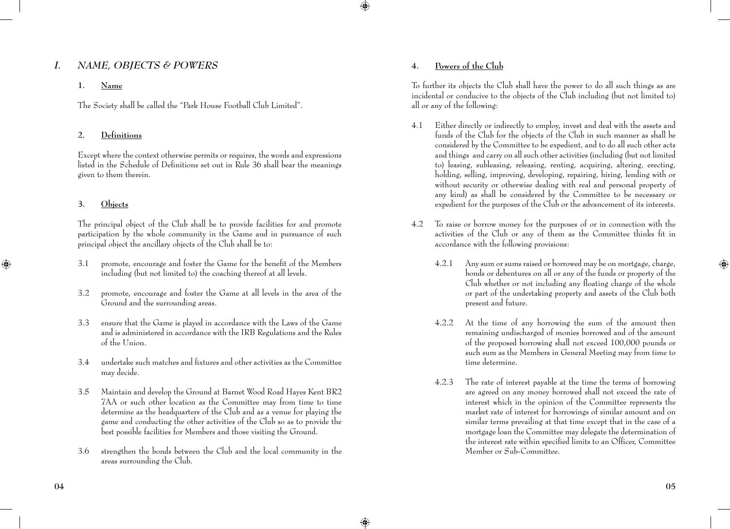# I. NAME, OBJECTS & POWERS

## 1. Name

The Society shall be called the "Park House Football Club Limited".

## 2. Definitions

Except where the context otherwise permits or requires, the words and expressions listed in the Schedule of Definitions set out in Rule 36 shall bear the meanings given to them therein.

## 3. Objects

The principal object of the Club shall be to provide facilities for and promote participation by the whole community in the Game and in pursuance of such principal object the ancillary objects of the Club shall be to:

3.1 promote, encourage and foster the Game for the benefit of the Members including (but not limited to) the coaching thereof at all levels.

3.2 promote, encourage and foster the Game at all levels in the area of the Ground and the surrounding areas.

3.3 ensure that the Game is played in accordance with the Laws of the Game and is administered in accordance with the IRB Regulations and the Rules of the Union.

3.4 undertake such matches and fixtures and other activities as the Committee may decide.

3.5 Maintain and develop the Ground at Barnet Wood Road Hayes Kent BR2 7AA or such other location as the Committee may from time to time determine as the headquarters of the Club and as a venue for playing the game and conducting the other activities of the Club so as to provide the best possible facilities for Members and those visiting the Ground.

3.6 strengthen the bonds between the Club and the local community in the areas surrounding the Club.

## 4. Powers of the Club

To further its objects the Club shall have the power to do all such things as are incidental or conducive to the objects of the Club including (but not limited to) all or any of the following:

4.1 Either directly or indirectly to employ, invest and deal with the assets and funds of the Club for the objects of the Club in such manner as shall be considered by the Committee to be expedient, and to do all such other acts and things and carry on all such other activities (including (but not limited to) leasing, subleasing, releasing, renting, acquiring, altering, erecting, holding, selling, improving, developing, repairing, hiring, lending with or without security or otherwise dealing with real and personal property of any kind) as shall be considered by the Committee to be necessary or expedient for the purposes of the Club or the advancement of its interests.

4.2 To raise or borrow money for the purposes of or in connection with the activities of the Club or any of them as the Committee thinks fit in accordance with the following provisions:

4.2.1 Any sum or sums raised or borrowed may be on mortgage, charge, bonds or debentures on all or any of the funds or property of the Club whether or not including any floating charge of the whole or part of the undertaking property and assets of the Club both present and future.

4.2.2 At the time of any borrowing the sum of the amount then remaining undischarged of monies borrowed and of the amount of the proposed borrowing shall not exceed 100,000 pounds or such sum as the Members in General Meeting may from time to time determine.

4.2.3 The rate of interest payable at the time the terms of borrowing are agreed on any money borrowed shall not exceed the rate of interest which in the opinion of the Committee represents the market rate of interest for borrowings of similar amount and on similar terms prevailing at that time except that in the case of a mortgage loan the Committee may delegate the determination of the interest rate within specified limits to an Officer, Committee Member or Sub-Committee.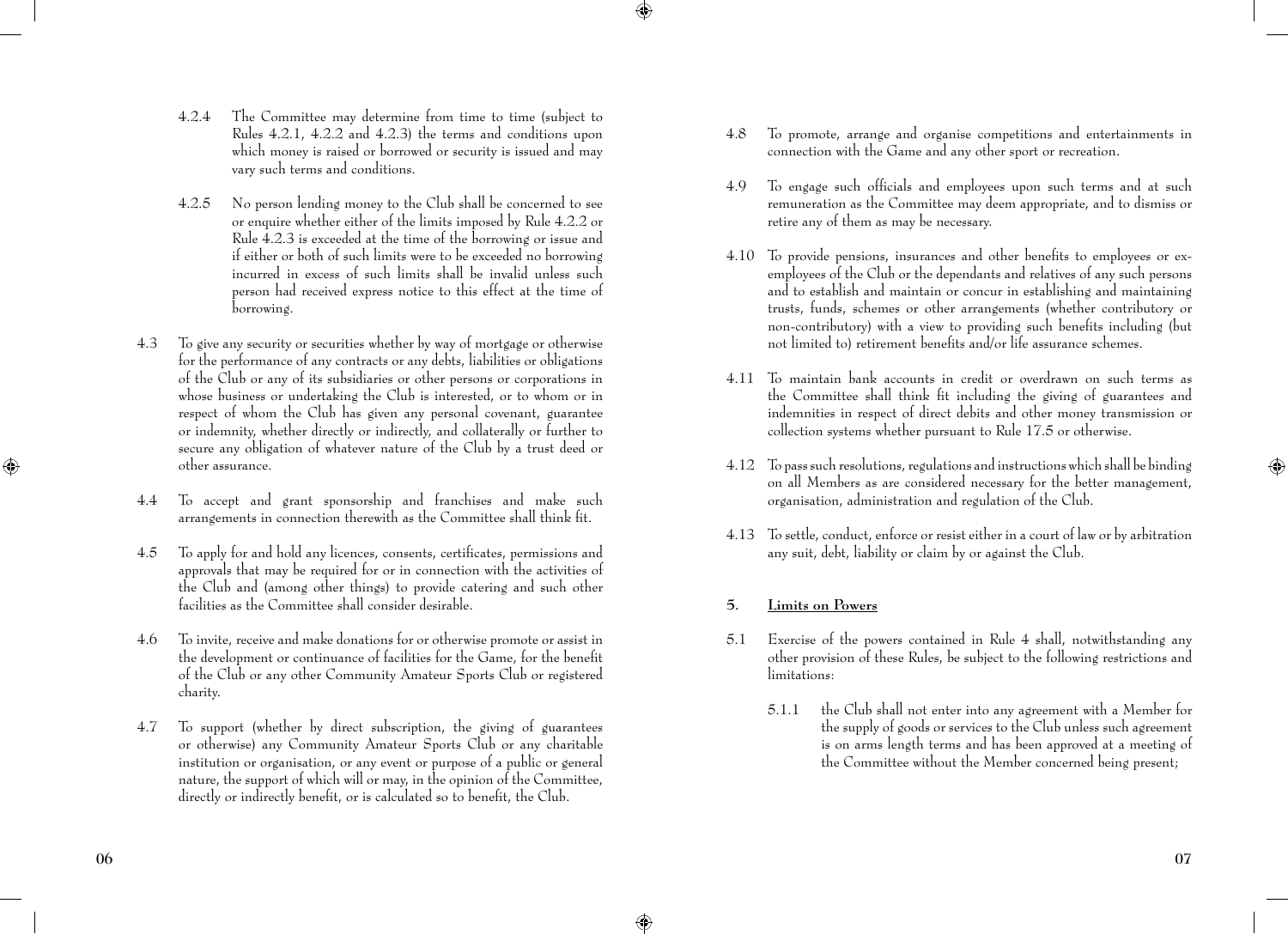4.2.4 The Committee may determine from time to time (subject to Rules 4.2.1, 4.2.2 and 4.2.3) the terms and conditions upon which money is raised or borrowed or security is issued and may vary such terms and conditions.

4.2.5 No person lending money to the Club shall be concerned to see or enquire whether either of the limits imposed by Rule 4.2.2 or Rule 4.2.3 is exceeded at the time of the borrowing or issue and if either or both of such limits were to be exceeded no borrowing incurred in excess of such limits shall be invalid unless such person had received express notice to this effect at the time of borrowing.

4.3 To give any security or securities whether by way of mortgage or otherwise for the performance of any contracts or any debts, liabilities or obligations of the Club or any of its subsidiaries or other persons or corporations in whose business or undertaking the Club is interested, or to whom or in respect of whom the Club has given any personal covenant, guarantee or indemnity, whether directly or indirectly, and collaterally or further to secure any obligation of whatever nature of the Club by a trust deed or other assurance.

4.4 To accept and grant sponsorship and franchises and make such arrangements in connection therewith as the Committee shall think fit.

4.5 To apply for and hold any licences, consents, certificates, permissions and approvals that may be required for or in connection with the activities of the Club and (among other things) to provide catering and such other facilities as the Committee shall consider desirable.

4.6 To invite, receive and make donations for or otherwise promote or assist in the development or continuance of facilities for the Game, for the benefit of the Club or any other Community Amateur Sports Club or registered charity.

4.7 To support (whether by direct subscription, the giving of guarantees or otherwise) any Community Amateur Sports Club or any charitable institution or organisation, or any event or purpose of a public or general nature, the support of which will or may, in the opinion of the Committee, directly or indirectly benefit, or is calculated so to benefit, the Club.

4.8 To promote, arrange and organise competitions and entertainments in connection with the Game and any other sport or recreation.

4.9 To engage such officials and employees upon such terms and at such remuneration as the Committee may deem appropriate, and to dismiss or retire any of them as may be necessary.

4.10 To provide pensions, insurances and other benefits to employees or ex-employees of the Club or the dependants and relatives of any such persons and to establish and maintain or concur in establishing and maintaining trusts, funds, schemes or other arrangements (whether contributory or non-contributory) with a view to providing such benefits including (but not limited to) retirement benefits and/or life assurance schemes.

4.11 To maintain bank accounts in credit or overdrawn on such terms as the Committee shall think fit including the giving of guarantees and indemnities in respect of direct debits and other money transmission or collection systems whether pursuant to Rule 17.5 or otherwise.

4.12 To pass such resolutions, regulations and instructions which shall be binding on all Members as are considered necessary for the better management, organisation, administration and regulation of the Club.

4.13 To settle, conduct, enforce or resist either in a court of law or by arbitration any suit, debt, liability or claim by or against the Club.

## 5. Limits on Powers

5.1 Exercise of the powers contained in Rule 4 shall, notwithstanding any other provision of these Rules, be subject to the following restrictions and limitations:

5.1.1 the Club shall not enter into any agreement with a Member for the supply of goods or services to the Club unless such agreement is on arms length terms and has been approved at a meeting of the Committee without the Member concerned being present;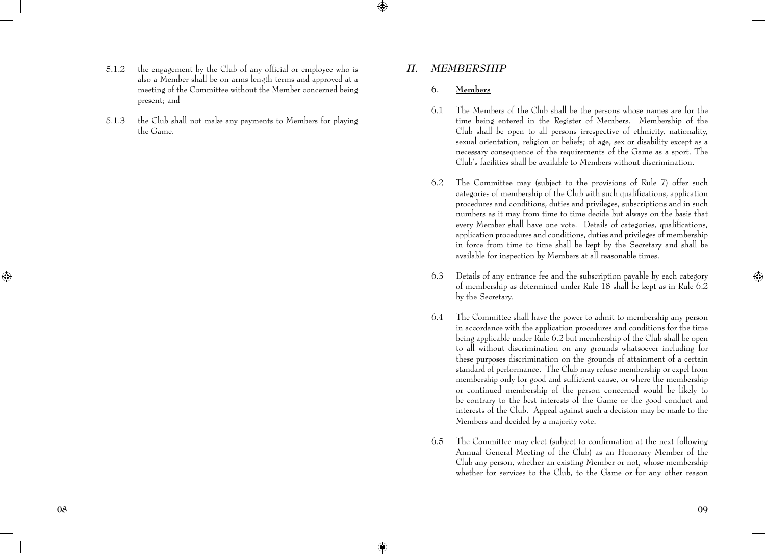5.1.2 the engagement by the Club of any official or employee who is also a Member shall be on arms length terms and approved at a meeting of the Committee without the Member concerned being present; and

5.1.3 the Club shall not make any payments to Members for playing the Game.

## II. MEMBERSHIP

### 6. Members

6.1 The Members of the Club shall be the persons whose names are for the time being entered in the Register of Members. Membership of the Club shall be open to all persons irrespective of ethnicity, nationality, sexual orientation, religion or beliefs; of age, sex or disability except as a necessary consequence of the requirements of the Game as a sport. The Club's facilities shall be available to Members without discrimination.

6.2 The Committee may (subject to the provisions of Rule 7) offer such categories of membership of the Club with such qualifications, application procedures and conditions, duties and privileges, subscriptions and in such numbers as it may from time to time decide but always on the basis that every Member shall have one vote. Details of categories, qualifications, application procedures and conditions, duties and privileges of membership in force from time to time shall be kept by the Secretary and shall be available for inspection by Members at all reasonable times.

6.3 Details of any entrance fee and the subscription payable by each category of membership as determined under Rule 18 shall be kept as in Rule 6.2 by the Secretary.

6.4 The Committee shall have the power to admit to membership any person in accordance with the application procedures and conditions for the time being applicable under Rule 6.2 but membership of the Club shall be open to all without discrimination on any grounds whatsoever including for these purposes discrimination on the grounds of attainment of a certain standard of performance. The Club may refuse membership or expel from membership only for good and sufficient cause, or where the membership or continued membership of the person concerned would be likely to be contrary to the best interests of the Game or the good conduct and interests of the Club. Appeal against such a decision may be made to the Members and decided by a majority vote.

6.5 The Committee may elect (subject to confirmation at the next following Annual General Meeting of the Club) as an Honorary Member of the Club any person, whether an existing Member or not, whose membership whether for services to the Club, to the Game or for any other reason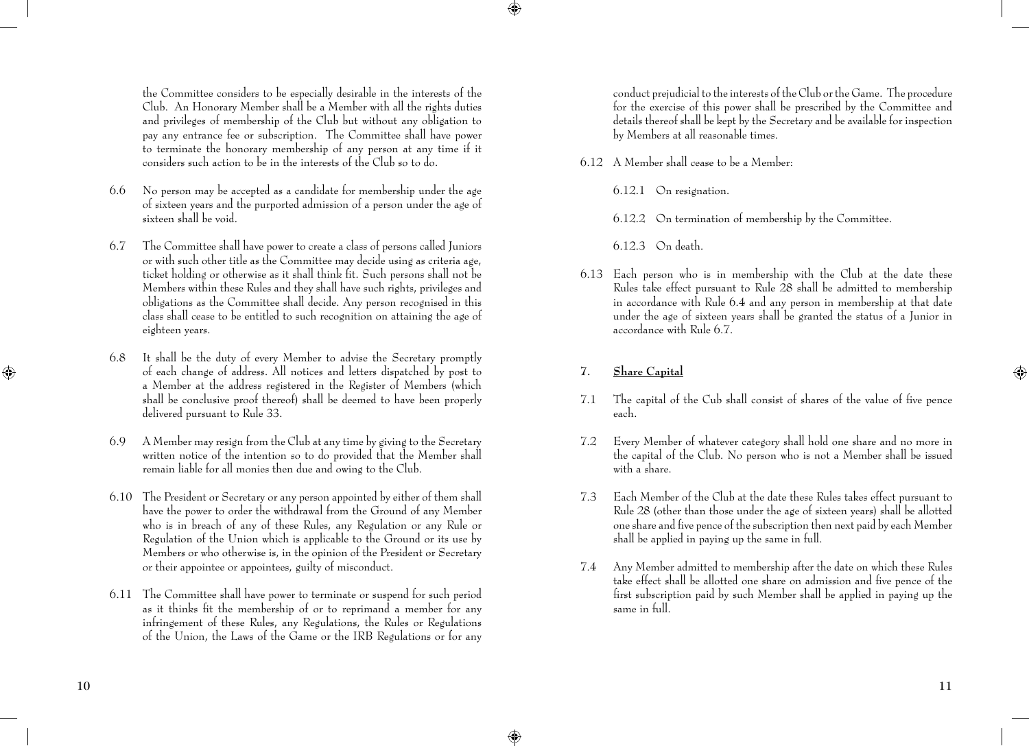the Committee considers to be especially desirable in the interests of the Club. An Honorary Member shall be a Member with all the rights duties and privileges of membership of the Club but without any obligation to pay any entrance fee or subscription. The Committee shall have power to terminate the honorary membership of any person at any time if it considers such action to be in the interests of the Club so to do.

6.6 No person may be accepted as a candidate for membership under the age of sixteen years and the purported admission of a person under the age of sixteen shall be void.

6.7 The Committee shall have power to create a class of persons called Juniors or with such other title as the Committee may decide using as criteria age, ticket holding or otherwise as it shall think fit. Such persons shall not be Members within these Rules and they shall have such rights, privileges and obligations as the Committee shall decide. Any person recognised in this class shall cease to be entitled to such recognition on attaining the age of eighteen years.

6.8 It shall be the duty of every Member to advise the Secretary promptly of each change of address. All notices and letters dispatched by post to a Member at the address registered in the Register of Members (which shall be conclusive proof thereof) shall be deemed to have been properly delivered pursuant to Rule 33.

6.9 A Member may resign from the Club at any time by giving to the Secretary written notice of the intention so to do provided that the Member shall remain liable for all monies then due and owing to the Club.

6.10 The President or Secretary or any person appointed by either of them shall have the power to order the withdrawal from the Ground of any Member who is in breach of any of these Rules, any Regulation or any Rule or Regulation of the Union which is applicable to the Ground or its use by Members or who otherwise is, in the opinion of the President or Secretary or their appointee or appointees, guilty of misconduct.

6.11 The Committee shall have power to terminate or suspend for such period as it thinks fit the membership of or to reprimand a member for any infringement of these Rules, any Regulations, the Rules or Regulations of the Union, the Laws of the Game or the IRB Regulations or for any conduct prejudicial to the interests of the Club or the Game. The procedure for the exercise of this power shall be prescribed by the Committee and details thereof shall be kept by the Secretary and be available for inspection by Members at all reasonable times.

6.12 A Member shall cease to be a Member:

6.12.1 On resignation.

6.12.2 On termination of membership by the Committee.

6.12.3 On death.

6.13 Each person who is in membership with the Club at the date these Rules take effect pursuant to Rule 28 shall be admitted to membership in accordance with Rule 6.4 and any person in membership at that date under the age of sixteen years shall be granted the status of a Junior in accordance with Rule 6.7.

## 7. <u>Share Capital</u>

7.1 The capital of the Cub shall consist of shares of the value of five pence each.

7.2 Every Member of whatever category shall hold one share and no more in the capital of the Club. No person who is not a Member shall be issued with a share.

7.3 Each Member of the Club at the date these Rules takes effect pursuant to Rule 28 (other than those under the age of sixteen years) shall be allotted one share and five pence of the subscription then next paid by each Member shall be applied in paying up the same in full.

7.4 Any Member admitted to membership after the date on which these Rules take effect shall be allotted one share on admission and five pence of the first subscription paid by such Member shall be applied in paying up the same in full.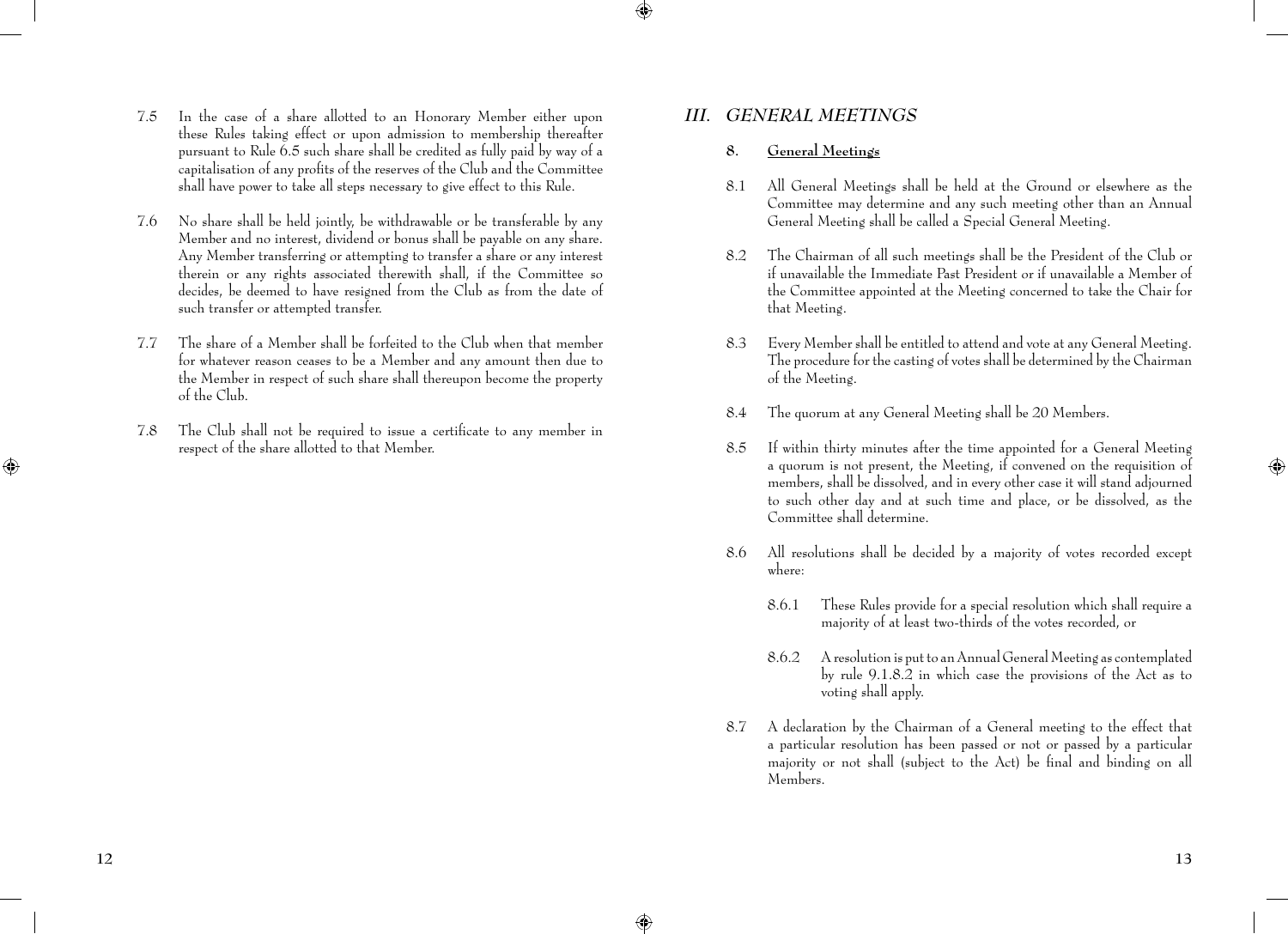7.5 In the case of a share allotted to an Honorary Member either upon these Rules taking effect or upon admission to membership thereafter pursuant to Rule 6.5 such share shall be credited as fully paid by way of a capitalisation of any profits of the reserves of the Club and the Committee shall have power to take all steps necessary to give effect to this Rule.

7.6 No share shall be held jointly, be withdrawable or be transferable by any Member and no interest, dividend or bonus shall be payable on any share. Any Member transferring or attempting to transfer a share or any interest therein or any rights associated therewith shall, if the Committee so decides, be deemed to have resigned from the Club as from the date of such transfer or attempted transfer.

7.7 The share of a Member shall be forfeited to the Club when that member for whatever reason ceases to be a Member and any amount then due to the Member in respect of such share shall thereupon become the property of the Club.

7.8 The Club shall not be required to issue a certificate to any member in respect of the share allotted to that Member.

## *III. GENERAL MEETINGS*

### 8. <u>General Meetings</u>

8.1 All General Meetings shall be held at the Ground or elsewhere as the Committee may determine and any such meeting other than an Annual General Meeting shall be called a Special General Meeting.

8.2 The Chairman of all such meetings shall be the President of the Club or if unavailable the Immediate Past President or if unavailable a Member of the Committee appointed at the Meeting concerned to take the Chair for that Meeting.

8.3 Every Member shall be entitled to attend and vote at any General Meeting. The procedure for the casting of votes shall be determined by the Chairman of the Meeting.

8.4 The quorum at any General Meeting shall be 20 Members.

8.5 If within thirty minutes after the time appointed for a General Meeting a quorum is not present, the Meeting, if convened on the requisition of members, shall be dissolved, and in every other case it will stand adjourned to such other day and at such time and place, or be dissolved, as the Committee shall determine.

8.6 All resolutions shall be decided by a majority of votes recorded except where:

8.6.1 These Rules provide for a special resolution which shall require a majority of at least two-thirds of the votes recorded, or

8.6.2 A resolution is put to an Annual General Meeting as contemplated by rule 9.1.8.2 in which case the provisions of the Act as to voting shall apply.

8.7 A declaration by the Chairman of a General meeting to the effect that a particular resolution has been passed or not or passed by a particular majority or not shall (subject to the Act) be final and binding on all Members.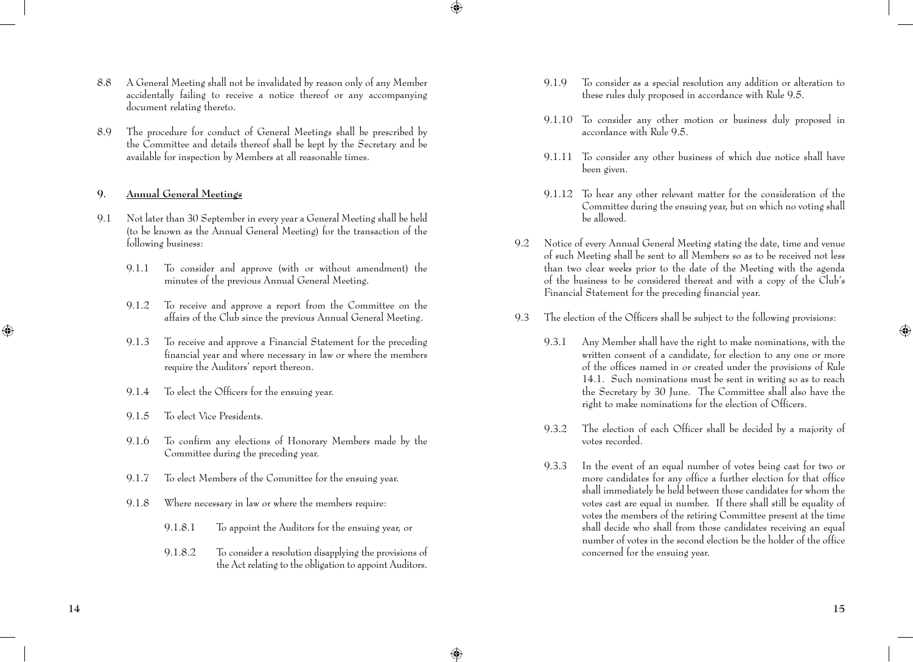8.8 A General Meeting shall not be invalidated by reason only of any Member accidentally failing to receive a notice thereof or any accompanying document relating thereto.

8.9 The procedure for conduct of General Meetings shall be prescribed by the Committee and details thereof shall be kept by the Secretary and be available for inspection by Members at all reasonable times.

## 9. Annual General Meetings

9.1 Not later than 30 September in every year a General Meeting shall be held (to be known as the Annual General Meeting) for the transaction of the following business:

9.1.1 To consider and approve (with or without amendment) the minutes of the previous Annual General Meeting.

9.1.2 To receive and approve a report from the Committee on the affairs of the Club since the previous Annual General Meeting.

9.1.3 To receive and approve a Financial Statement for the preceding financial year and where necessary in law or where the members require the Auditors' report thereon.

9.1.4 To elect the Officers for the ensuing year.

9.1.5 To elect Vice Presidents.

9.1.6 To confirm any elections of Honorary Members made by the Committee during the preceding year.

9.1.7 To elect Members of the Committee for the ensuing year.

9.1.8 Where necessary in law or where the members require:

9.1.8.1 To appoint the Auditors for the ensuing year, or

9.1.8.2 To consider a resolution disapplying the provisions of the Act relating to the obligation to appoint Auditors.

9.1.9 To consider as a special resolution any addition or alteration to these rules duly proposed in accordance with Rule 9.5.

9.1.10 To consider any other motion or business duly proposed in accordance with Rule 9.5.

9.1.11 To consider any other business of which due notice shall have been given.

9.1.12 To hear any other relevant matter for the consideration of the Committee during the ensuing year, but on which no voting shall be allowed.

9.2 Notice of every Annual General Meeting stating the date, time and venue of such Meeting shall be sent to all Members so as to be received not less than two clear weeks prior to the date of the Meeting with the agenda of the business to be considered thereat and with a copy of the Club's Financial Statement for the preceding financial year.

9.3 The election of the Officers shall be subject to the following provisions:

9.3.1 Any Member shall have the right to make nominations, with the written consent of a candidate, for election to any one or more of the offices named in or created under the provisions of Rule 14.1. Such nominations must be sent in writing so as to reach the Secretary by 30 June. The Committee shall also have the right to make nominations for the election of Officers.

9.3.2 The election of each Officer shall be decided by a majority of votes recorded.

9.3.3 In the event of an equal number of votes being cast for two or more candidates for any office a further election for that office shall immediately be held between those candidates for whom the votes cast are equal in number. If there shall still be equality of votes the members of the retiring Committee present at the time shall decide who shall from those candidates receiving an equal number of votes in the second election be the holder of the office concerned for the ensuing year.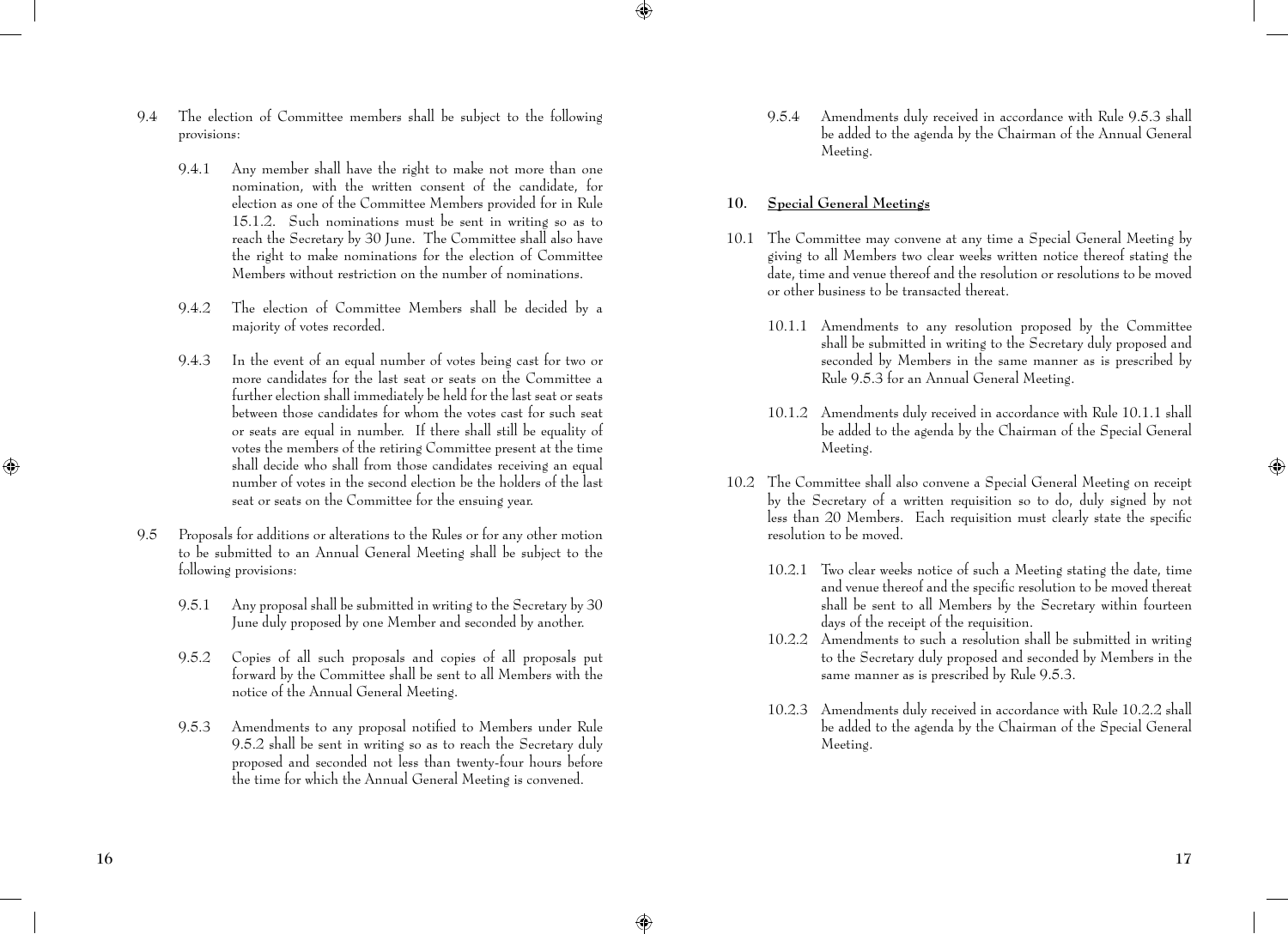9.4 The election of Committee members shall be subject to the following provisions:

9.4.1 Any member shall have the right to make not more than one nomination, with the written consent of the candidate, for election as one of the Committee Members provided for in Rule 15.1.2. Such nominations must be sent in writing so as to reach the Secretary by 30 June. The Committee shall also have the right to make nominations for the election of Committee Members without restriction on the number of nominations.

9.4.2 The election of Committee Members shall be decided by a majority of votes recorded.

9.4.3 In the event of an equal number of votes being cast for two or more candidates for the last seat or seats on the Committee a further election shall immediately be held for the last seat or seats between those candidates for whom the votes cast for such seat or seats are equal in number. If there shall still be equality of votes the members of the retiring Committee present at the time shall decide who shall from those candidates receiving an equal number of votes in the second election be the holders of the last seat or seats on the Committee for the ensuing year.

9.5 Proposals for additions or alterations to the Rules or for any other motion to be submitted to an Annual General Meeting shall be subject to the following provisions:

9.5.1 Any proposal shall be submitted in writing to the Secretary by 30 June duly proposed by one Member and seconded by another.

9.5.2 Copies of all such proposals and copies of all proposals put forward by the Committee shall be sent to all Members with the notice of the Annual General Meeting.

9.5.3 Amendments to any proposal notified to Members under Rule 9.5.2 shall be sent in writing so as to reach the Secretary duly proposed and seconded not less than twenty-four hours before the time for which the Annual General Meeting is convened.

9.5.4 Amendments duly received in accordance with Rule 9.5.3 shall be added to the agenda by the Chairman of the Annual General Meeting.

## 10. Special General Meetings

10.1 The Committee may convene at any time a Special General Meeting by giving to all Members two clear weeks written notice thereof stating the date, time and venue thereof and the resolution or resolutions to be moved or other business to be transacted thereat.

10.1.1 Amendments to any resolution proposed by the Committee shall be submitted in writing to the Secretary duly proposed and seconded by Members in the same manner as is prescribed by Rule 9.5.3 for an Annual General Meeting.

10.1.2 Amendments duly received in accordance with Rule 10.1.1 shall be added to the agenda by the Chairman of the Special General Meeting.

10.2 The Committee shall also convene a Special General Meeting on receipt by the Secretary of a written requisition so to do, duly signed by not less than 20 Members. Each requisition must clearly state the specific resolution to be moved.

10.2.1 Two clear weeks notice of such a Meeting stating the date, time and venue thereof and the specific resolution to be moved thereat shall be sent to all Members by the Secretary within fourteen days of the receipt of the requisition.

10.2.2 Amendments to such a resolution shall be submitted in writing to the Secretary duly proposed and seconded by Members in the same manner as is prescribed by Rule 9.5.3.

10.2.3 Amendments duly received in accordance with Rule 10.2.2 shall be added to the agenda by the Chairman of the Special General Meeting.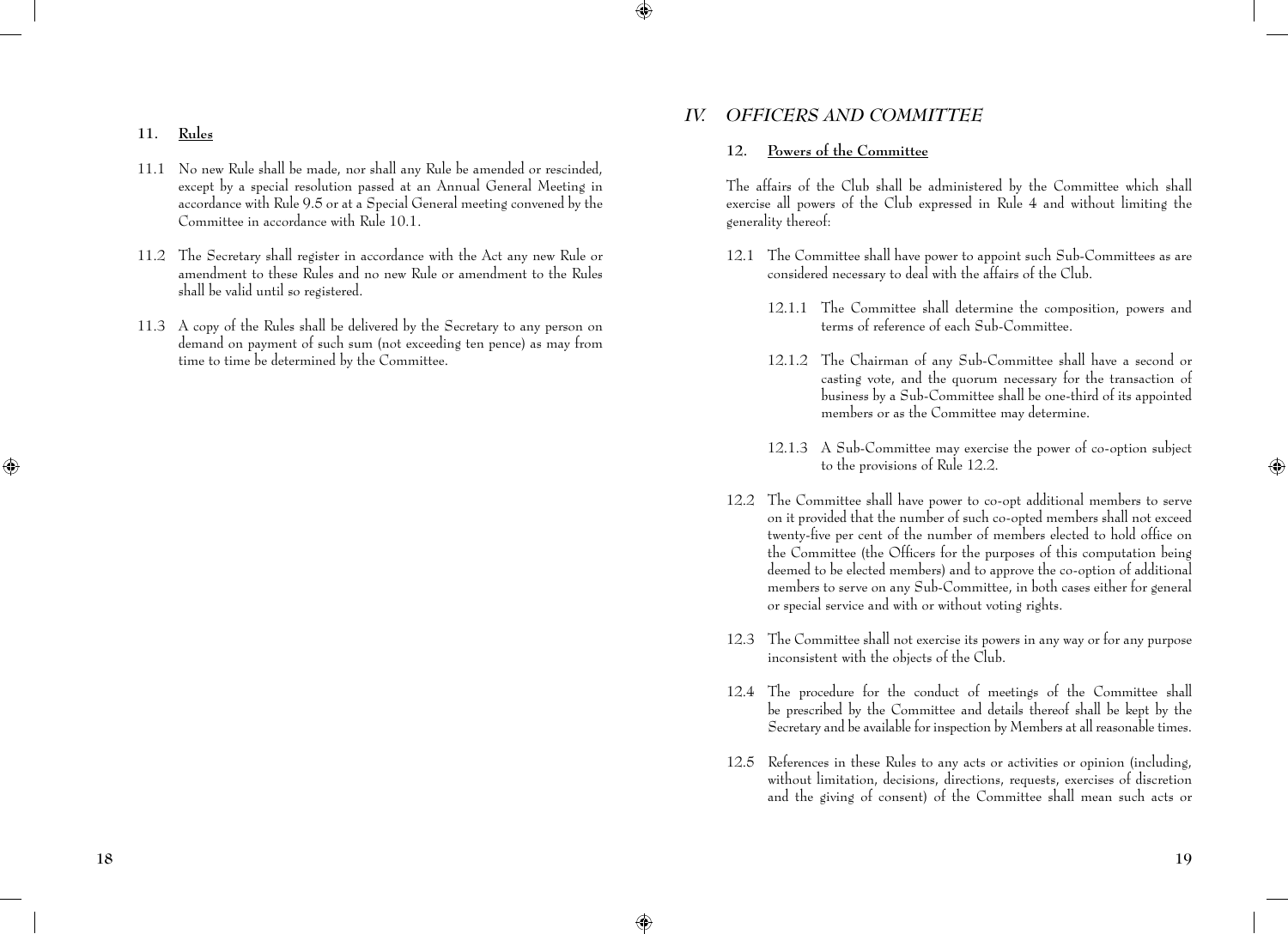### 11. Rules

11.1 No new Rule shall be made, nor shall any Rule be amended or rescinded, except by a special resolution passed at an Annual General Meeting in accordance with Rule 9.5 or at a Special General meeting convened by the Committee in accordance with Rule 10.1.

11.2 The Secretary shall register in accordance with the Act any new Rule or amendment to these Rules and no new Rule or amendment to the Rules shall be valid until so registered.

11.3 A copy of the Rules shall be delivered by the Secretary to any person on demand on payment of such sum (not exceeding ten pence) as may from time to time be determined by the Committee.

## IV. OFFICERS AND COMMITTEE

### 12. Powers of the Committee

The affairs of the Club shall be administered by the Committee which shall exercise all powers of the Club expressed in Rule 4 and without limiting the generality thereof:

12.1 The Committee shall have power to appoint such Sub-Committees as are considered necessary to deal with the affairs of the Club.

12.1.1 The Committee shall determine the composition, powers and terms of reference of each Sub-Committee.

12.1.2 The Chairman of any Sub-Committee shall have a second or casting vote, and the quorum necessary for the transaction of business by a Sub-Committee shall be one-third of its appointed members or as the Committee may determine.

12.1.3 A Sub-Committee may exercise the power of co-option subject to the provisions of Rule 12.2.

12.2 The Committee shall have power to co-opt additional members to serve on it provided that the number of such co-opted members shall not exceed twenty-five per cent of the number of members elected to hold office on the Committee (the Officers for the purposes of this computation being deemed to be elected members) and to approve the co-option of additional members to serve on any Sub-Committee, in both cases either for general or special service and with or without voting rights.

12.3 The Committee shall not exercise its powers in any way or for any purpose inconsistent with the objects of the Club.

12.4 The procedure for the conduct of meetings of the Committee shall be prescribed by the Committee and details thereof shall be kept by the Secretary and be available for inspection by Members at all reasonable times.

12.5 References in these Rules to any acts or activities or opinion (including, without limitation, decisions, directions, requests, exercises of discretion and the giving of consent) of the Committee shall mean such acts or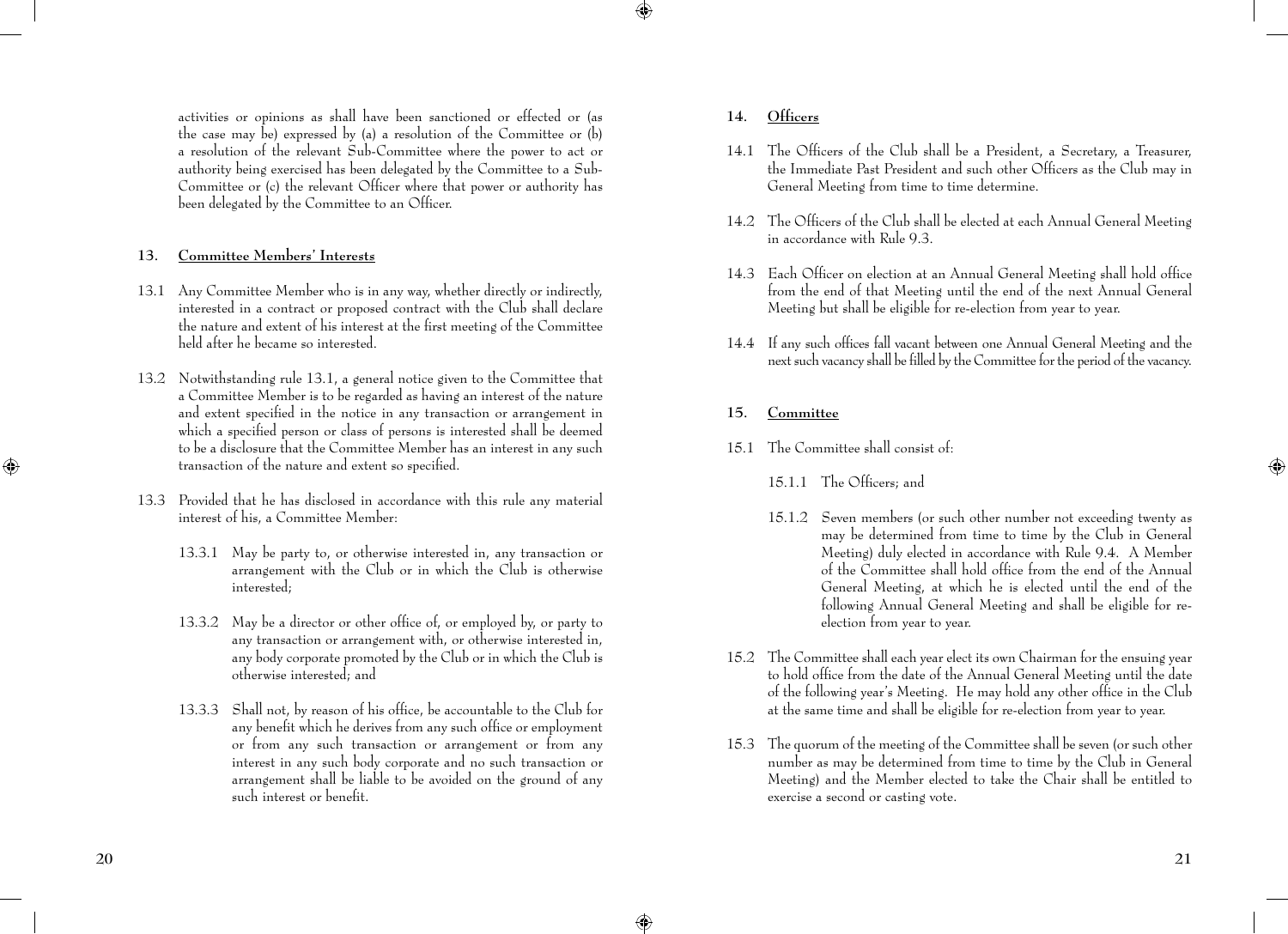activities or opinions as shall have been sanctioned or effected or (as the case may be) expressed by (a) a resolution of the Committee or (b) a resolution of the relevant Sub-Committee where the power to act or authority being exercised has been delegated by the Committee to a Sub-Committee or (c) the relevant Officer where that power or authority has been delegated by the Committee to an Officer.

## 13. Committee Members' Interests

13.1 Any Committee Member who is in any way, whether directly or indirectly, interested in a contract or proposed contract with the Club shall declare the nature and extent of his interest at the first meeting of the Committee held after he became so interested.

13.2 Notwithstanding rule 13.1, a general notice given to the Committee that a Committee Member is to be regarded as having an interest of the nature and extent specified in the notice in any transaction or arrangement in which a specified person or class of persons is interested shall be deemed to be a disclosure that the Committee Member has an interest in any such transaction of the nature and extent so specified.

13.3 Provided that he has disclosed in accordance with this rule any material interest of his, a Committee Member:

13.3.1 May be party to, or otherwise interested in, any transaction or arrangement with the Club or in which the Club is otherwise interested;

13.3.2 May be a director or other office of, or employed by, or party to any transaction or arrangement with, or otherwise interested in, any body corporate promoted by the Club or in which the Club is otherwise interested; and

13.3.3 Shall not, by reason of his office, be accountable to the Club for any benefit which he derives from any such office or employment or from any such transaction or arrangement or from any interest in any such body corporate and no such transaction or arrangement shall be liable to be avoided on the ground of any such interest or benefit.

## 14. Officers

14.1 The Officers of the Club shall be a President, a Secretary, a Treasurer, the Immediate Past President and such other Officers as the Club may in General Meeting from time to time determine.

14.2 The Officers of the Club shall be elected at each Annual General Meeting in accordance with Rule 9.3.

14.3 Each Officer on election at an Annual General Meeting shall hold office from the end of that Meeting until the end of the next Annual General Meeting but shall be eligible for re-election from year to year.

14.4 If any such offices fall vacant between one Annual General Meeting and the next such vacancy shall be filled by the Committee for the period of the vacancy.

## 15. Committee

15.1 The Committee shall consist of:

15.1.1 The Officers; and

15.1.2 Seven members (or such other number not exceeding twenty as may be determined from time to time by the Club in General Meeting) duly elected in accordance with Rule 9.4. A Member of the Committee shall hold office from the end of the Annual General Meeting, at which he is elected until the end of the following Annual General Meeting and shall be eligible for re-election from year to year.

15.2 The Committee shall each year elect its own Chairman for the ensuing year to hold office from the date of the Annual General Meeting until the date of the following year's Meeting. He may hold any other office in the Club at the same time and shall be eligible for re-election from year to year.

15.3 The quorum of the meeting of the Committee shall be seven (or such other number as may be determined from time to time by the Club in General Meeting) and the Member elected to take the Chair shall be entitled to exercise a second or casting vote.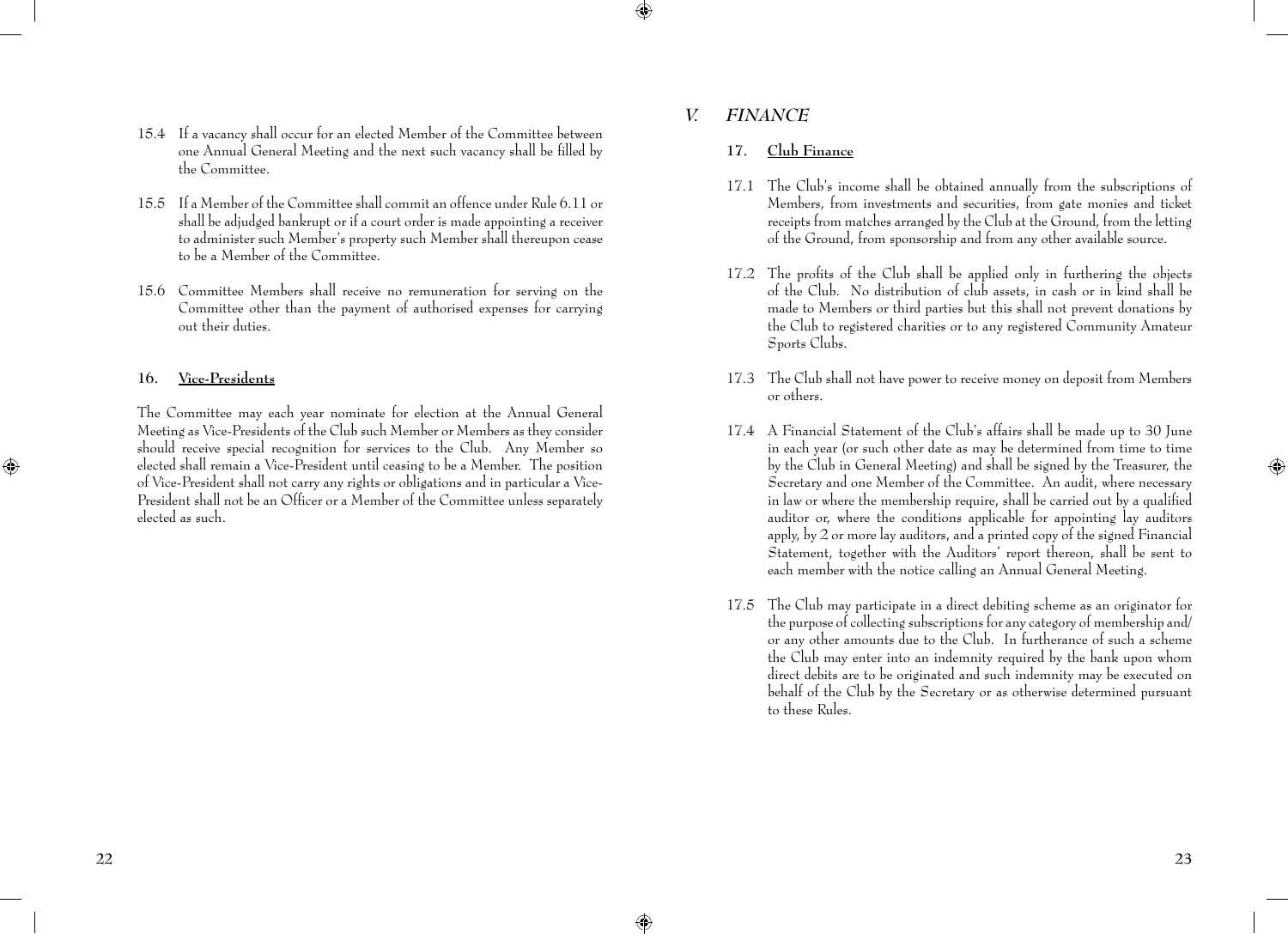15.4 If a vacancy shall occur for an elected Member of the Committee between one Annual General Meeting and the next such vacancy shall be filled by the Committee.

15.5 If a Member of the Committee shall commit an offence under Rule 6.11 or shall be adjudged bankrupt or if a court order is made appointing a receiver to administer such Member's property such Member shall thereupon cease to be a Member of the Committee.

15.6 Committee Members shall receive no remuneration for serving on the Committee other than the payment of authorised expenses for carrying out their duties.

### 16. Vice-Presidents

The Committee may each year nominate for election at the Annual General Meeting as Vice-Presidents of the Club such Member or Members as they consider should receive special recognition for services to the Club. Any Member so elected shall remain a Vice-President until ceasing to be a Member. The position of Vice-President shall not carry any rights or obligations and in particular a Vice-President shall not be an Officer or a Member of the Committee unless separately elected as such.

## V. *FINANCE*

### 17. Club Finance

17.1 The Club's income shall be obtained annually from the subscriptions of Members, from investments and securities, from gate monies and ticket receipts from matches arranged by the Club at the Ground, from the letting of the Ground, from sponsorship and from any other available source.

17.2 The profits of the Club shall be applied only in furthering the objects of the Club. No distribution of club assets, in cash or in kind shall be made to Members or third parties but this shall not prevent donations by the Club to registered charities or to any registered Community Amateur Sports Clubs.

17.3 The Club shall not have power to receive money on deposit from Members or others.

17.4 A Financial Statement of the Club's affairs shall be made up to 30 June in each year (or such other date as may be determined from time to time by the Club in General Meeting) and shall be signed by the Treasurer, the Secretary and one Member of the Committee. An audit, where necessary in law or where the membership require, shall be carried out by a qualified auditor or, where the conditions applicable for appointing lay auditors apply, by 2 or more lay auditors, and a printed copy of the signed Financial Statement, together with the Auditors' report thereon, shall be sent to each member with the notice calling an Annual General Meeting.

17.5 The Club may participate in a direct debiting scheme as an originator for the purpose of collecting subscriptions for any category of membership and/or any other amounts due to the Club. In furtherance of such a scheme the Club may enter into an indemnity required by the bank upon whom direct debits are to be originated and such indemnity may be executed on behalf of the Club by the Secretary or as otherwise determined pursuant to these Rules.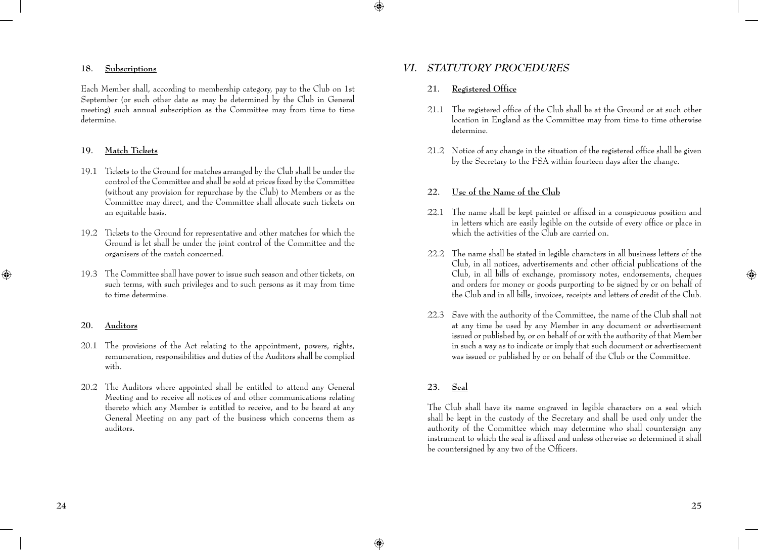### 18. <u>Subscriptions</u>

Each Member shall, according to membership category, pay to the Club on 1st September (or such other date as may be determined by the Club in General meeting) such annual subscription as the Committee may from time to time determine.

### 19. <u>Match Tickets</u>

19.1 Tickets to the Ground for matches arranged by the Club shall be under the control of the Committee and shall be sold at prices fixed by the Committee (without any provision for repurchase by the Club) to Members or as the Committee may direct, and the Committee shall allocate such tickets on an equitable basis.

19.2 Tickets to the Ground for representative and other matches for which the Ground is let shall be under the joint control of the Committee and the organisers of the match concerned.

19.3 The Committee shall have power to issue such season and other tickets, on such terms, with such privileges and to such persons as it may from time to time determine.

### 20. <u>Auditors</u>

20.1 The provisions of the Act relating to the appointment, powers, rights, remuneration, responsibilities and duties of the Auditors shall be complied with.

20.2 The Auditors where appointed shall be entitled to attend any General Meeting and to receive all notices of and other communications relating thereto which any Member is entitled to receive, and to be heard at any General Meeting on any part of the business which concerns them as auditors.

## *VI. STATUTORY PROCEDURES*

### 21. <u>Registered Office</u>

21.1 The registered office of the Club shall be at the Ground or at such other location in England as the Committee may from time to time otherwise determine.

21.2 Notice of any change in the situation of the registered office shall be given by the Secretary to the FSA within fourteen days after the change.

### 22. <u>Use of the Name of the Club</u>

22.1 The name shall be kept painted or affixed in a conspicuous position and in letters which are easily legible on the outside of every office or place in which the activities of the Club are carried on.

22.2 The name shall be stated in legible characters in all business letters of the Club, in all notices, advertisements and other official publications of the Club, in all bills of exchange, promissory notes, endorsements, cheques and orders for money or goods purporting to be signed by or on behalf of the Club and in all bills, invoices, receipts and letters of credit of the Club.

22.3 Save with the authority of the Committee, the name of the Club shall not at any time be used by any Member in any document or advertisement issued or published by, or on behalf of or with the authority of that Member in such a way as to indicate or imply that such document or advertisement was issued or published by or on behalf of the Club or the Committee.

### 23. <u>Seal</u>

The Club shall have its name engraved in legible characters on a seal which shall be kept in the custody of the Secretary and shall be used only under the authority of the Committee which may determine who shall countersign any instrument to which the seal is affixed and unless otherwise so determined it shall be countersigned by any two of the Officers.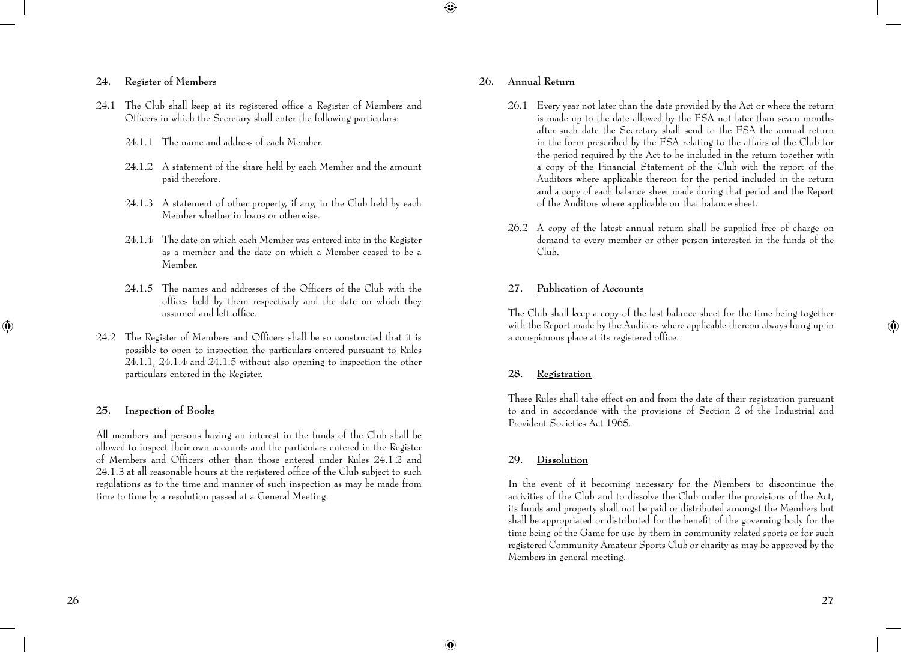## 24. Register of Members

24.1 The Club shall keep at its registered office a Register of Members and Officers in which the Secretary shall enter the following particulars:

24.1.1 The name and address of each Member.

24.1.2 A statement of the share held by each Member and the amount paid therefore.

24.1.3 A statement of other property, if any, in the Club held by each Member whether in loans or otherwise.

24.1.4 The date on which each Member was entered into in the Register as a member and the date on which a Member ceased to be a Member.

24.1.5 The names and addresses of the Officers of the Club with the offices held by them respectively and the date on which they assumed and left office.

24.2 The Register of Members and Officers shall be so constructed that it is possible to open to inspection the particulars entered pursuant to Rules 24.1.1, 24.1.4 and 24.1.5 without also opening to inspection the other particulars entered in the Register.

## 25. Inspection of Books

All members and persons having an interest in the funds of the Club shall be allowed to inspect their own accounts and the particulars entered in the Register of Members and Officers other than those entered under Rules 24.1.2 and 24.1.3 at all reasonable hours at the registered office of the Club subject to such regulations as to the time and manner of such inspection as may be made from time to time by a resolution passed at a General Meeting.

## 26. Annual Return

26.1 Every year not later than the date provided by the Act or where the return is made up to the date allowed by the FSA not later than seven months after such date the Secretary shall send to the FSA the annual return in the form prescribed by the FSA relating to the affairs of the Club for the period required by the Act to be included in the return together with a copy of the Financial Statement of the Club with the report of the Auditors where applicable thereon for the period included in the return and a copy of each balance sheet made during that period and the Report of the Auditors where applicable on that balance sheet.

26.2 A copy of the latest annual return shall be supplied free of charge on demand to every member or other person interested in the funds of the Club.

## 27. Publication of Accounts

The Club shall keep a copy of the last balance sheet for the time being together with the Report made by the Auditors where applicable thereon always hung up in a conspicuous place at its registered office.

## 28. Registration

These Rules shall take effect on and from the date of their registration pursuant to and in accordance with the provisions of Section 2 of the Industrial and Provident Societies Act 1965.

## 29. Dissolution

In the event of it becoming necessary for the Members to discontinue the activities of the Club and to dissolve the Club under the provisions of the Act, its funds and property shall not be paid or distributed amongst the Members but shall be appropriated or distributed for the benefit of the governing body for the time being of the Game for use by them in community related sports or for such registered Community Amateur Sports Club or charity as may be approved by the Members in general meeting.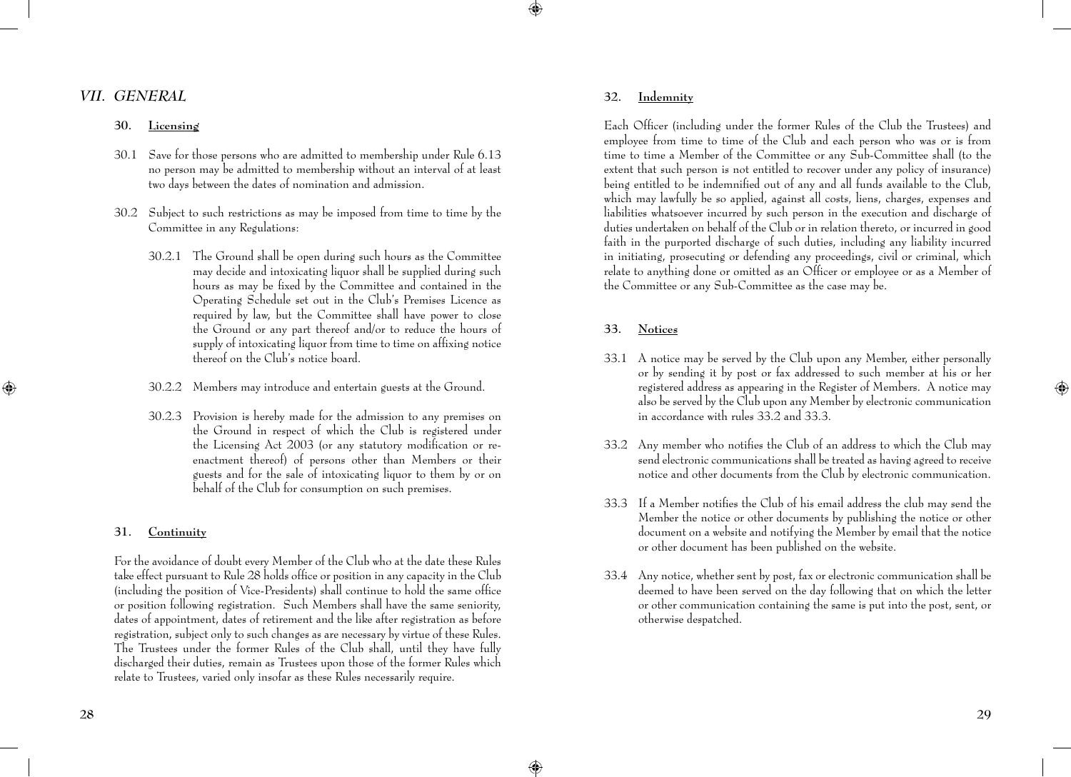## VII. GENERAL

### 30. Licensing

30.1 Save for those persons who are admitted to membership under Rule 6.13 no person may be admitted to membership without an interval of at least two days between the dates of nomination and admission.

30.2 Subject to such restrictions as may be imposed from time to time by the Committee in any Regulations:

30.2.1 The Ground shall be open during such hours as the Committee may decide and intoxicating liquor shall be supplied during such hours as may be fixed by the Committee and contained in the Operating Schedule set out in the Club's Premises Licence as required by law, but the Committee shall have power to close the Ground or any part thereof and/or to reduce the hours of supply of intoxicating liquor from time to time on affixing notice thereof on the Club's notice board.

30.2.2 Members may introduce and entertain guests at the Ground.

30.2.3 Provision is hereby made for the admission to any premises on the Ground in respect of which the Club is registered under the Licensing Act 2003 (or any statutory modification or re-enactment thereof) of persons other than Members or their guests and for the sale of intoxicating liquor to them by or on behalf of the Club for consumption on such premises.

### 31. Continuity

For the avoidance of doubt every Member of the Club who at the date these Rules take effect pursuant to Rule 28 holds office or position in any capacity in the Club (including the position of Vice-Presidents) shall continue to hold the same office or position following registration. Such Members shall have the same seniority, dates of appointment, dates of retirement and the like after registration as before registration, subject only to such changes as are necessary by virtue of these Rules. The Trustees under the former Rules of the Club shall, until they have fully discharged their duties, remain as Trustees upon those of the former Rules which relate to Trustees, varied only insofar as these Rules necessarily require.

### 32. Indemnity

Each Officer (including under the former Rules of the Club the Trustees) and employee from time to time of the Club and each person who was or is from time to time a Member of the Committee or any Sub-Committee shall (to the extent that such person is not entitled to recover under any policy of insurance) being entitled to be indemnified out of any and all funds available to the Club, which may lawfully be so applied, against all costs, liens, charges, expenses and liabilities whatsoever incurred by such person in the execution and discharge of duties undertaken on behalf of the Club or in relation thereto, or incurred in good faith in the purported discharge of such duties, including any liability incurred in initiating, prosecuting or defending any proceedings, civil or criminal, which relate to anything done or omitted as an Officer or employee or as a Member of the Committee or any Sub-Committee as the case may be.

### 33. Notices

33.1 A notice may be served by the Club upon any Member, either personally or by sending it by post or fax addressed to such member at his or her registered address as appearing in the Register of Members. A notice may also be served by the Club upon any Member by electronic communication in accordance with rules 33.2 and 33.3.

33.2 Any member who notifies the Club of an address to which the Club may send electronic communications shall be treated as having agreed to receive notice and other documents from the Club by electronic communication.

33.3 If a Member notifies the Club of his email address the club may send the Member the notice or other documents by publishing the notice or other document on a website and notifying the Member by email that the notice or other document has been published on the website.

33.4 Any notice, whether sent by post, fax or electronic communication shall be deemed to have been served on the day following that on which the letter or other communication containing the same is put into the post, sent, or otherwise despatched.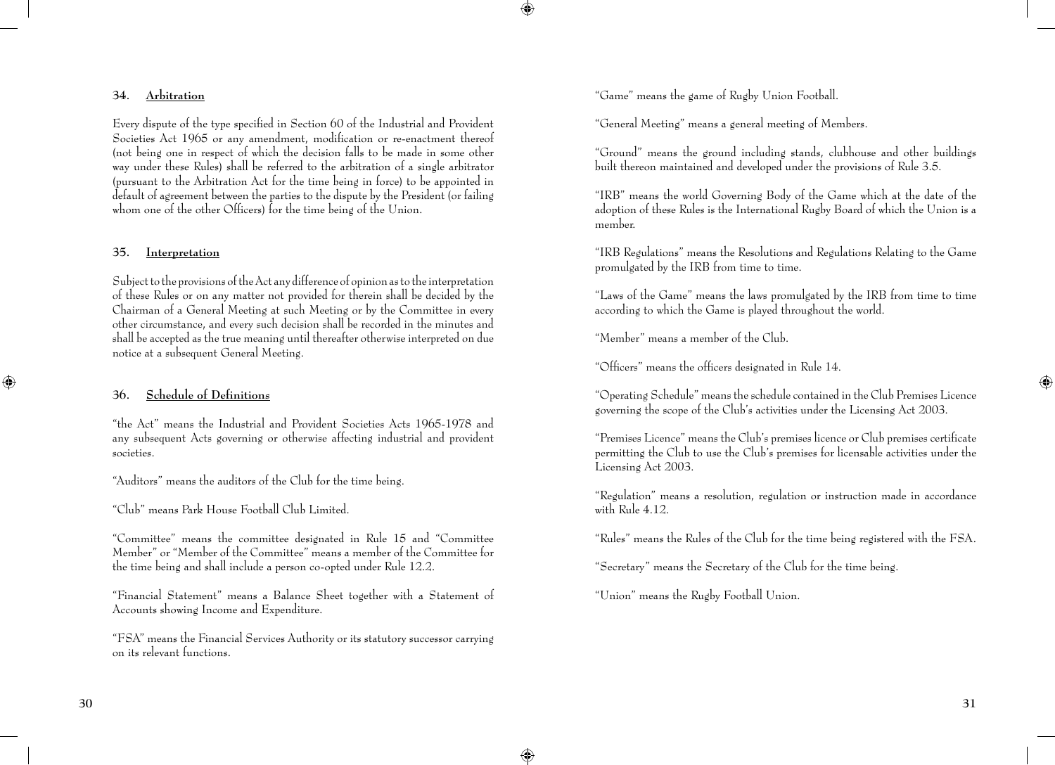## 34. Arbitration

Every dispute of the type specified in Section 60 of the Industrial and Provident Societies Act 1965 or any amendment, modification or re-enactment thereof (not being one in respect of which the decision falls to be made in some other way under these Rules) shall be referred to the arbitration of a single arbitrator (pursuant to the Arbitration Act for the time being in force) to be appointed in default of agreement between the parties to the dispute by the President (or failing whom one of the other Officers) for the time being of the Union.

## 35. Interpretation

Subject to the provisions of the Act any difference of opinion as to the interpretation of these Rules or on any matter not provided for therein shall be decided by the Chairman of a General Meeting at such Meeting or by the Committee in every other circumstance, and every such decision shall be recorded in the minutes and shall be accepted as the true meaning until thereafter otherwise interpreted on due notice at a subsequent General Meeting.

## 36. Schedule of Definitions

"the Act" means the Industrial and Provident Societies Acts 1965-1978 and any subsequent Acts governing or otherwise affecting industrial and provident societies.

"Auditors" means the auditors of the Club for the time being.

"Club" means Park House Football Club Limited.

"Committee" means the committee designated in Rule 15 and "Committee Member" or "Member of the Committee" means a member of the Committee for the time being and shall include a person co-opted under Rule 12.2.

"Financial Statement" means a Balance Sheet together with a Statement of Accounts showing Income and Expenditure.

"FSA" means the Financial Services Authority or its statutory successor carrying on its relevant functions.

"Game" means the game of Rugby Union Football.

"General Meeting" means a general meeting of Members.

"Ground" means the ground including stands, clubhouse and other buildings built thereon maintained and developed under the provisions of Rule 3.5.

"IRB" means the world Governing Body of the Game which at the date of the adoption of these Rules is the International Rugby Board of which the Union is a member.

"IRB Regulations" means the Resolutions and Regulations Relating to the Game promulgated by the IRB from time to time.

"Laws of the Game" means the laws promulgated by the IRB from time to time according to which the Game is played throughout the world.

"Member" means a member of the Club.

"Officers" means the officers designated in Rule 14.

"Operating Schedule" means the schedule contained in the Club Premises Licence governing the scope of the Club's activities under the Licensing Act 2003.

"Premises Licence" means the Club's premises licence or Club premises certificate permitting the Club to use the Club's premises for licensable activities under the Licensing Act 2003.

"Regulation" means a resolution, regulation or instruction made in accordance with Rule 4.12.

"Rules" means the Rules of the Club for the time being registered with the FSA.

"Secretary" means the Secretary of the Club for the time being.

"Union" means the Rugby Football Union.